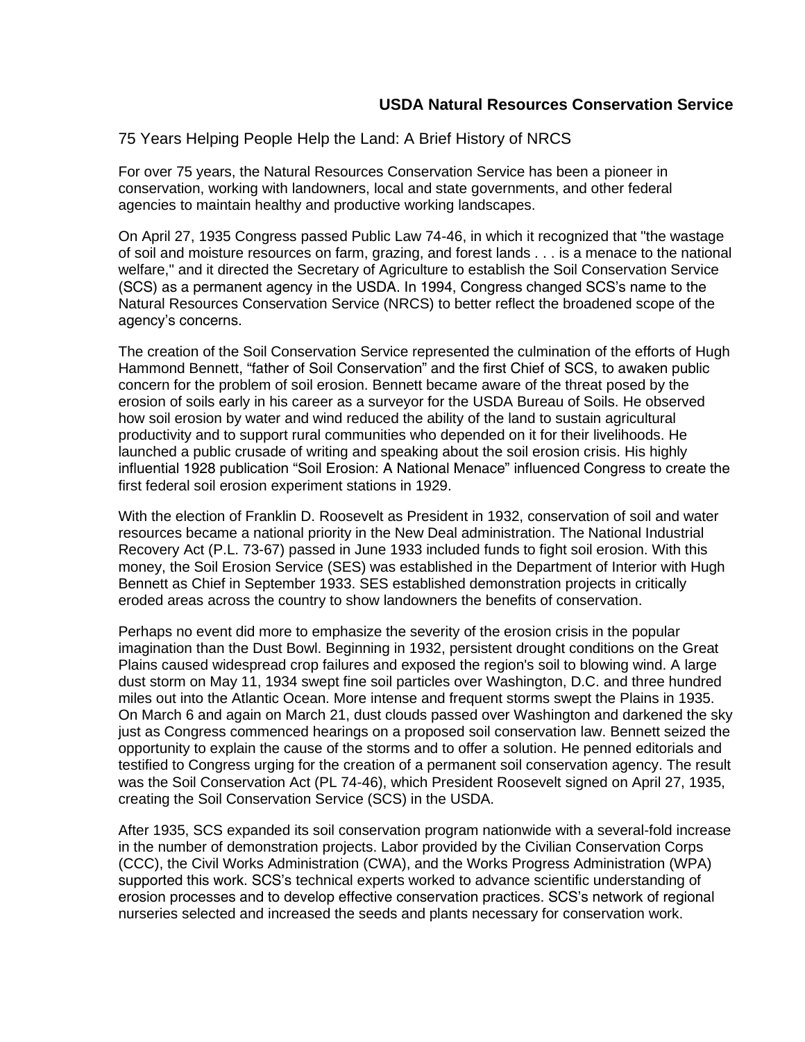**USDA Natural Resources Conservation Service**

# 75 Years Helping People Help the Land: A Brief History of NRCS

For over 75 years, the Natural Resources Conservation Service has been a pioneer in conservation, working with landowners, local and state governments, and other federal agencies to maintain healthy and productive working landscapes.

On April 27, 1935 Congress passed Public Law 74-46, in which it recognized that "the wastage of soil and moisture resources on farm, grazing, and forest lands . . . is a menace to the national welfare," and it directed the Secretary of Agriculture to establish the Soil Conservation Service (SCS) as a permanent agency in the USDA. In 1994, Congress changed SCS's name to the Natural Resources Conservation Service (NRCS) to better reflect the broadened scope of the agency's concerns.

The creation of the Soil Conservation Service represented the culmination of the efforts of Hugh Hammond Bennett, "father of Soil Conservation" and the first Chief of SCS, to awaken public concern for the problem of soil erosion. Bennett became aware of the threat posed by the erosion of soils early in his career as a surveyor for the USDA Bureau of Soils. He observed how soil erosion by water and wind reduced the ability of the land to sustain agricultural productivity and to support rural communities who depended on it for their livelihoods. He launched a public crusade of writing and speaking about the soil erosion crisis. His highly influential 1928 publication "Soil Erosion: A National Menace" influenced Congress to create the first federal soil erosion experiment stations in 1929.

With the election of Franklin D. Roosevelt as President in 1932, conservation of soil and water resources became a national priority in the New Deal administration. The National Industrial Recovery Act (P.L. 73-67) passed in June 1933 included funds to fight soil erosion. With this money, the Soil Erosion Service (SES) was established in the Department of Interior with Hugh Bennett as Chief in September 1933. SES established demonstration projects in critically eroded areas across the country to show landowners the benefits of conservation.

Perhaps no event did more to emphasize the severity of the erosion crisis in the popular imagination than the Dust Bowl. Beginning in 1932, persistent drought conditions on the Great Plains caused widespread crop failures and exposed the region's soil to blowing wind. A large dust storm on May 11, 1934 swept fine soil particles over Washington, D.C. and three hundred miles out into the Atlantic Ocean. More intense and frequent storms swept the Plains in 1935. On March 6 and again on March 21, dust clouds passed over Washington and darkened the sky just as Congress commenced hearings on a proposed soil conservation law. Bennett seized the opportunity to explain the cause of the storms and to offer a solution. He penned editorials and testified to Congress urging for the creation of a permanent soil conservation agency. The result was the Soil Conservation Act (PL 74-46), which President Roosevelt signed on April 27, 1935, creating the Soil Conservation Service (SCS) in the USDA.

After 1935, SCS expanded its soil conservation program nationwide with a several-fold increase in the number of demonstration projects. Labor provided by the Civilian Conservation Corps (CCC), the Civil Works Administration (CWA), and the Works Progress Administration (WPA) supported this work. SCS's technical experts worked to advance scientific understanding of erosion processes and to develop effective conservation practices. SCS's network of regional nurseries selected and increased the seeds and plants necessary for conservation work.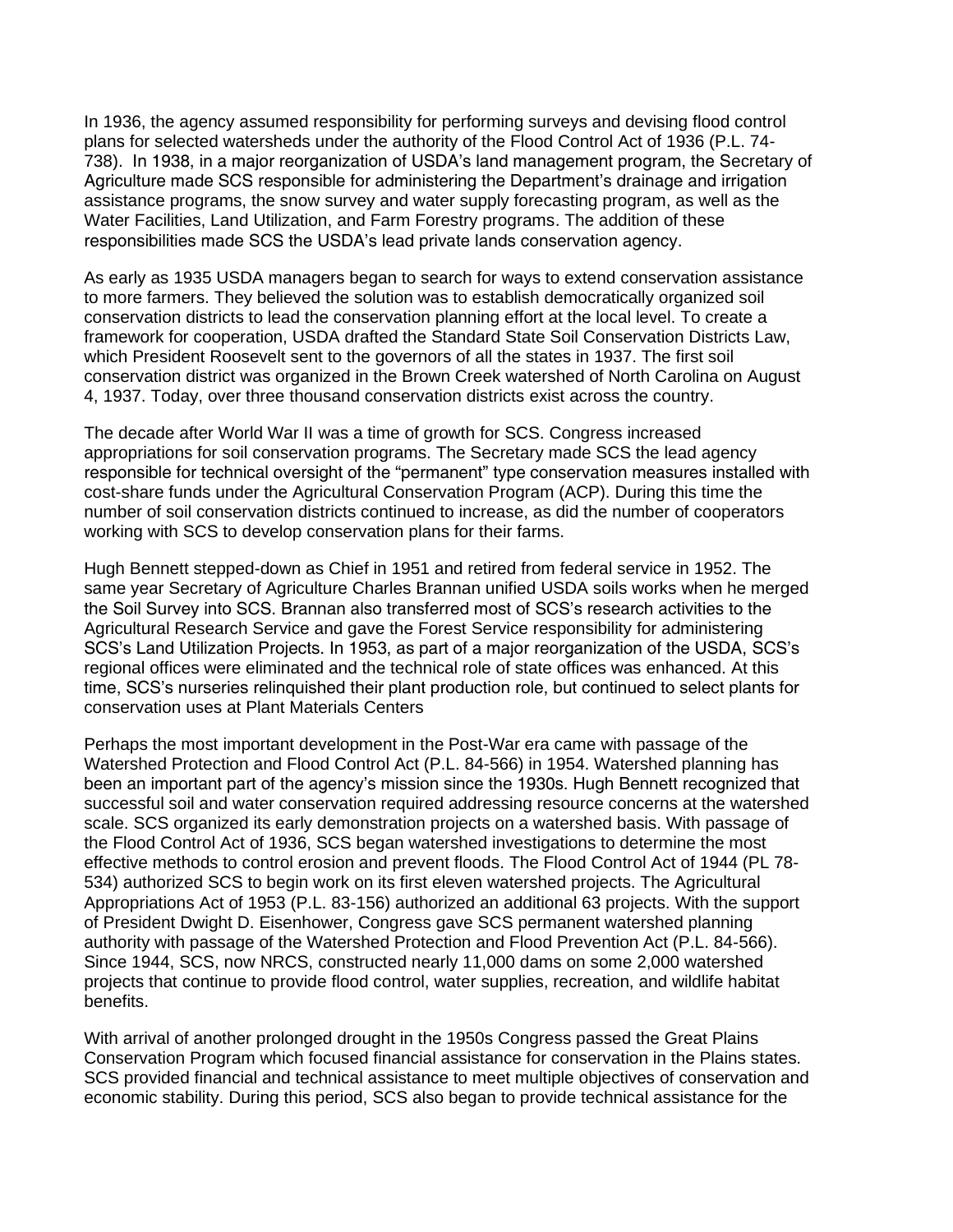In 1936, the agency assumed responsibility for performing surveys and devising flood control plans for selected watersheds under the authority of the Flood Control Act of 1936 (P.L. 74-738). In 1938, in a major reorganization of USDA's land management program, the Secretary of Agriculture made SCS responsible for administering the Department's drainage and irrigation assistance programs, the snow survey and water supply forecasting program, as well as the Water Facilities, Land Utilization, and Farm Forestry programs. The addition of these responsibilities made SCS the USDA's lead private lands conservation agency.

As early as 1935 USDA managers began to search for ways to extend conservation assistance to more farmers. They believed the solution was to establish democratically organized soil conservation districts to lead the conservation planning effort at the local level. To create a framework for cooperation, USDA drafted the Standard State Soil Conservation Districts Law, which President Roosevelt sent to the governors of all the states in 1937. The first soil conservation district was organized in the Brown Creek watershed of North Carolina on August 4, 1937. Today, over three thousand conservation districts exist across the country.

The decade after World War II was a time of growth for SCS. Congress increased appropriations for soil conservation programs. The Secretary made SCS the lead agency responsible for technical oversight of the "permanent" type conservation measures installed with cost-share funds under the Agricultural Conservation Program (ACP). During this time the number of soil conservation districts continued to increase, as did the number of cooperators working with SCS to develop conservation plans for their farms.

Hugh Bennett stepped-down as Chief in 1951 and retired from federal service in 1952. The same year Secretary of Agriculture Charles Brannan unified USDA soils works when he merged the Soil Survey into SCS. Brannan also transferred most of SCS's research activities to the Agricultural Research Service and gave the Forest Service responsibility for administering SCS's Land Utilization Projects. In 1953, as part of a major reorganization of the USDA, SCS's regional offices were eliminated and the technical role of state offices was enhanced. At this time, SCS's nurseries relinquished their plant production role, but continued to select plants for conservation uses at Plant Materials Centers

Perhaps the most important development in the Post-War era came with passage of the Watershed Protection and Flood Control Act (P.L. 84-566) in 1954. Watershed planning has been an important part of the agency's mission since the 1930s. Hugh Bennett recognized that successful soil and water conservation required addressing resource concerns at the watershed scale. SCS organized its early demonstration projects on a watershed basis. With passage of the Flood Control Act of 1936, SCS began watershed investigations to determine the most effective methods to control erosion and prevent floods. The Flood Control Act of 1944 (PL 78-534) authorized SCS to begin work on its first eleven watershed projects. The Agricultural Appropriations Act of 1953 (P.L. 83-156) authorized an additional 63 projects. With the support of President Dwight D. Eisenhower, Congress gave SCS permanent watershed planning authority with passage of the Watershed Protection and Flood Prevention Act (P.L. 84-566). Since 1944, SCS, now NRCS, constructed nearly 11,000 dams on some 2,000 watershed projects that continue to provide flood control, water supplies, recreation, and wildlife habitat benefits.

With arrival of another prolonged drought in the 1950s Congress passed the Great Plains Conservation Program which focused financial assistance for conservation in the Plains states. SCS provided financial and technical assistance to meet multiple objectives of conservation and economic stability. During this period, SCS also began to provide technical assistance for the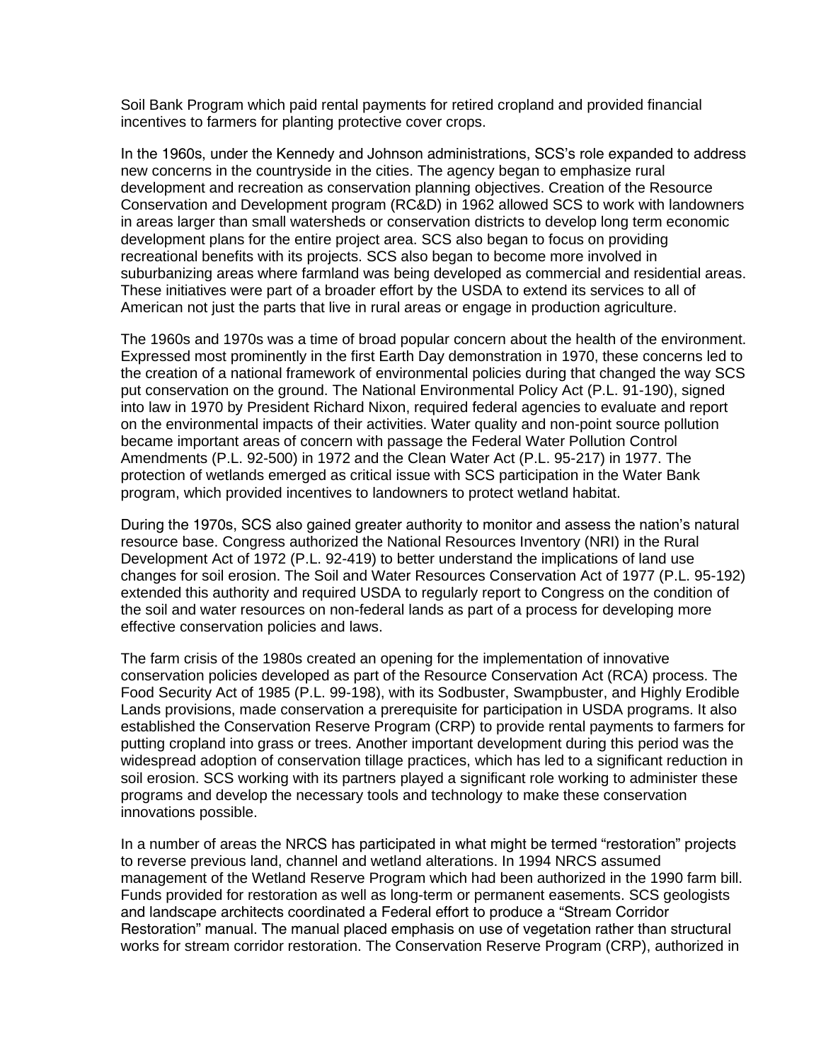Soil Bank Program which paid rental payments for retired cropland and provided financial incentives to farmers for planting protective cover crops.

In the 1960s, under the Kennedy and Johnson administrations, SCS's role expanded to address new concerns in the countryside in the cities. The agency began to emphasize rural development and recreation as conservation planning objectives. Creation of the Resource Conservation and Development program (RC&D) in 1962 allowed SCS to work with landowners in areas larger than small watersheds or conservation districts to develop long term economic development plans for the entire project area. SCS also began to focus on providing recreational benefits with its projects. SCS also began to become more involved in suburbanizing areas where farmland was being developed as commercial and residential areas. These initiatives were part of a broader effort by the USDA to extend its services to all of American not just the parts that live in rural areas or engage in production agriculture.

The 1960s and 1970s was a time of broad popular concern about the health of the environment. Expressed most prominently in the first Earth Day demonstration in 1970, these concerns led to the creation of a national framework of environmental policies during that changed the way SCS put conservation on the ground. The National Environmental Policy Act (P.L. 91-190), signed into law in 1970 by President Richard Nixon, required federal agencies to evaluate and report on the environmental impacts of their activities. Water quality and non-point source pollution became important areas of concern with passage the Federal Water Pollution Control Amendments (P.L. 92-500) in 1972 and the Clean Water Act (P.L. 95-217) in 1977. The protection of wetlands emerged as critical issue with SCS participation in the Water Bank program, which provided incentives to landowners to protect wetland habitat.

During the 1970s, SCS also gained greater authority to monitor and assess the nation's natural resource base. Congress authorized the National Resources Inventory (NRI) in the Rural Development Act of 1972 (P.L. 92-419) to better understand the implications of land use changes for soil erosion. The Soil and Water Resources Conservation Act of 1977 (P.L. 95-192) extended this authority and required USDA to regularly report to Congress on the condition of the soil and water resources on non-federal lands as part of a process for developing more effective conservation policies and laws.

The farm crisis of the 1980s created an opening for the implementation of innovative conservation policies developed as part of the Resource Conservation Act (RCA) process. The Food Security Act of 1985 (P.L. 99-198), with its Sodbuster, Swampbuster, and Highly Erodible Lands provisions, made conservation a prerequisite for participation in USDA programs. It also established the Conservation Reserve Program (CRP) to provide rental payments to farmers for putting cropland into grass or trees. Another important development during this period was the widespread adoption of conservation tillage practices, which has led to a significant reduction in soil erosion. SCS working with its partners played a significant role working to administer these programs and develop the necessary tools and technology to make these conservation innovations possible.

In a number of areas the NRCS has participated in what might be termed "restoration" projects to reverse previous land, channel and wetland alterations. In 1994 NRCS assumed management of the Wetland Reserve Program which had been authorized in the 1990 farm bill. Funds provided for restoration as well as long-term or permanent easements. SCS geologists and landscape architects coordinated a Federal effort to produce a "Stream Corridor Restoration" manual. The manual placed emphasis on use of vegetation rather than structural works for stream corridor restoration. The Conservation Reserve Program (CRP), authorized in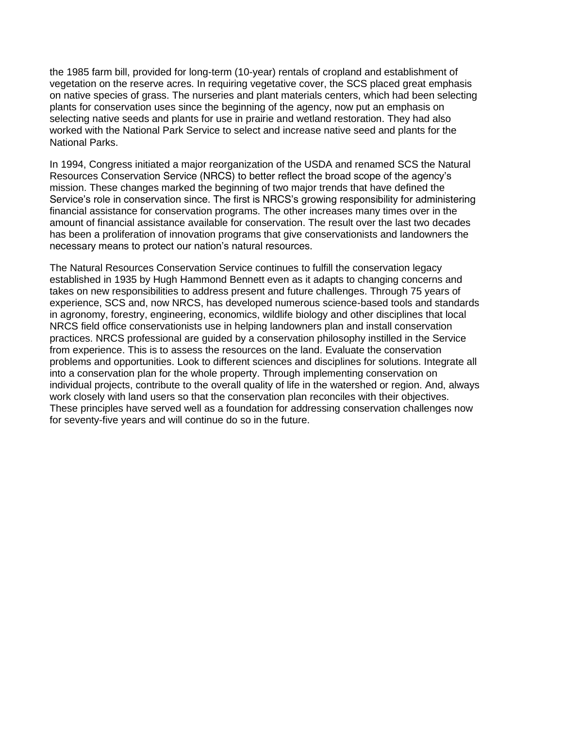the 1985 farm bill, provided for long-term (10-year) rentals of cropland and establishment of vegetation on the reserve acres. In requiring vegetative cover, the SCS placed great emphasis on native species of grass. The nurseries and plant materials centers, which had been selecting plants for conservation uses since the beginning of the agency, now put an emphasis on selecting native seeds and plants for use in prairie and wetland restoration. They had also worked with the National Park Service to select and increase native seed and plants for the National Parks.

In 1994, Congress initiated a major reorganization of the USDA and renamed SCS the Natural Resources Conservation Service (NRCS) to better reflect the broad scope of the agency's mission. These changes marked the beginning of two major trends that have defined the Service's role in conservation since. The first is NRCS's growing responsibility for administering financial assistance for conservation programs. The other increases many times over in the amount of financial assistance available for conservation. The result over the last two decades has been a proliferation of innovation programs that give conservationists and landowners the necessary means to protect our nation's natural resources.

The Natural Resources Conservation Service continues to fulfill the conservation legacy established in 1935 by Hugh Hammond Bennett even as it adapts to changing concerns and takes on new responsibilities to address present and future challenges. Through 75 years of experience, SCS and, now NRCS, has developed numerous science-based tools and standards in agronomy, forestry, engineering, economics, wildlife biology and other disciplines that local NRCS field office conservationists use in helping landowners plan and install conservation practices. NRCS professional are guided by a conservation philosophy instilled in the Service from experience. This is to assess the resources on the land. Evaluate the conservation problems and opportunities. Look to different sciences and disciplines for solutions. Integrate all into a conservation plan for the whole property. Through implementing conservation on individual projects, contribute to the overall quality of life in the watershed or region. And, always work closely with land users so that the conservation plan reconciles with their objectives. These principles have served well as a foundation for addressing conservation challenges now for seventy-five years and will continue do so in the future.